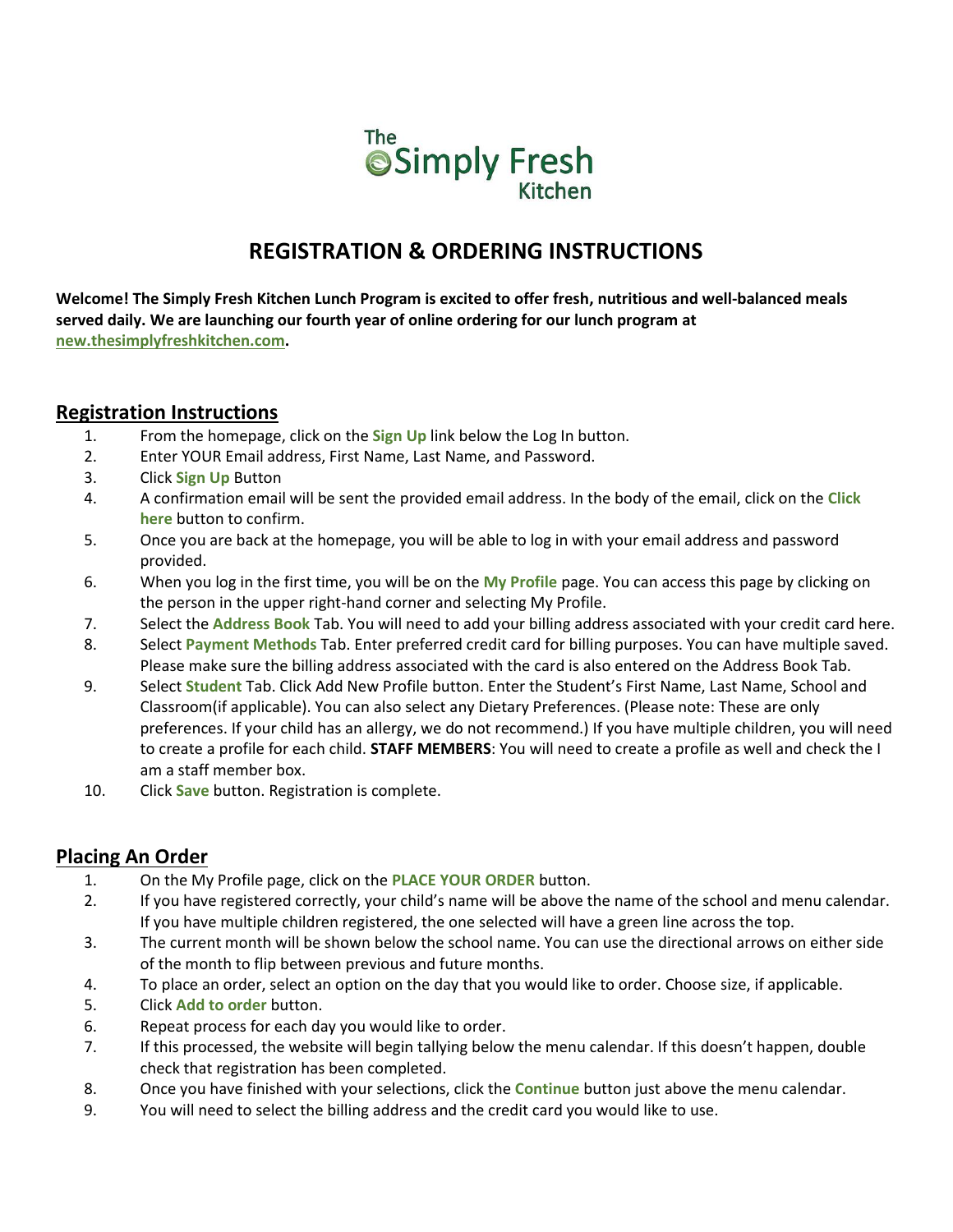The Simply Fresh Kitchen

# REGISTRATION & ORDERING INSTRUCTIONS

**Welcome! The Simply Fresh Kitchen Lunch Program is excited to offer fresh, nutritious and well-balanced meals served daily. We are launching our fourth year of online ordering for our lunch program at [new.thesimplyfreshkitchen.com](http://new.thesimplyfreshkitchen.com).**

## Registration Instructions

1. From the homepage, click on the **Sign Up** link below the Log In button.
2. Enter YOUR Email address, First Name, Last Name, and Password.
3. Click **Sign Up** Button
4. A confirmation email will be sent the provided email address. In the body of the email, click on the **Click here** button to confirm.
5. Once you are back at the homepage, you will be able to log in with your email address and password provided.
6. When you log in the first time, you will be on the **My Profile** page. You can access this page by clicking on the person in the upper right-hand corner and selecting My Profile.
7. Select the **Address Book** Tab. You will need to add your billing address associated with your credit card here.
8. Select **Payment Methods** Tab. Enter preferred credit card for billing purposes. You can have multiple saved. Please make sure the billing address associated with the card is also entered on the Address Book Tab.
9. Select **Student** Tab. Click Add New Profile button. Enter the Student's First Name, Last Name, School and Classroom(if applicable). You can also select any Dietary Preferences. (Please note: These are only preferences. If your child has an allergy, we do not recommend.) If you have multiple children, you will need to create a profile for each child. **STAFF MEMBERS**: You will need to create a profile as well and check the I am a staff member box.
10. Click **Save** button. Registration is complete.

## Placing An Order

1. On the My Profile page, click on the **PLACE YOUR ORDER** button.
2. If you have registered correctly, your child's name will be above the name of the school and menu calendar. If you have multiple children registered, the one selected will have a green line across the top.
3. The current month will be shown below the school name. You can use the directional arrows on either side of the month to flip between previous and future months.
4. To place an order, select an option on the day that you would like to order. Choose size, if applicable.
5. Click **Add to order** button.
6. Repeat process for each day you would like to order.
7. If this processed, the website will begin tallying below the menu calendar. If this doesn't happen, double check that registration has been completed.
8. Once you have finished with your selections, click the **Continue** button just above the menu calendar.
9. You will need to select the billing address and the credit card you would like to use.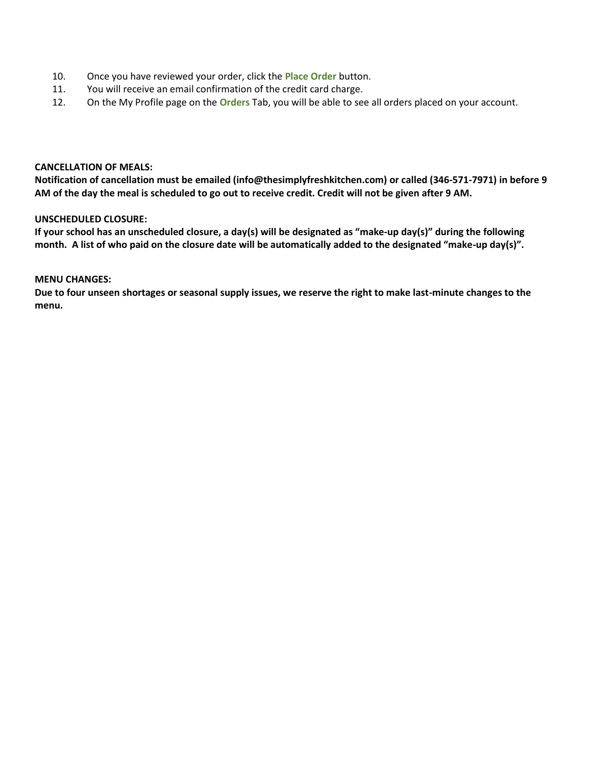10. Once you have reviewed your order, click the **Place Order** button.
11. You will receive an email confirmation of the credit card charge.
12. On the My Profile page on the **Orders** Tab, you will be able to see all orders placed on your account.

**CANCELLATION OF MEALS:**

**Notification of cancellation must be emailed (info@thesimplyfreshkitchen.com) or called (346-571-7971) in before 9 AM of the day the meal is scheduled to go out to receive credit. Credit will not be given after 9 AM.**

**UNSCHEDULED CLOSURE:**

**If your school has an unscheduled closure, a day(s) will be designated as "make-up day(s)" during the following month. A list of who paid on the closure date will be automatically added to the designated "make-up day(s)".**

**MENU CHANGES:**

**Due to four unseen shortages or seasonal supply issues, we reserve the right to make last-minute changes to the menu.**